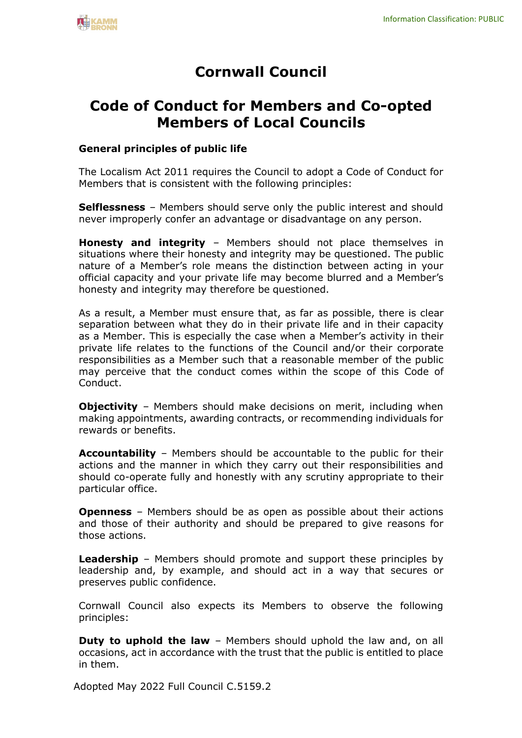# Cornwall Council

# Code of Conduct for Members and Co-opted Members of Local Councils

### General principles of public life

The Localism Act 2011 requires the Council to adopt a Code of Conduct for Members that is consistent with the following principles:

**Selflessness** – Members should serve only the public interest and should never improperly confer an advantage or disadvantage on any person.

**Honesty and integrity** – Members should not place themselves in situations where their honesty and integrity may be questioned. The public nature of a Member's role means the distinction between acting in your official capacity and your private life may become blurred and a Member's honesty and integrity may therefore be questioned.

As a result, a Member must ensure that, as far as possible, there is clear separation between what they do in their private life and in their capacity as a Member. This is especially the case when a Member's activity in their private life relates to the functions of the Council and/or their corporate responsibilities as a Member such that a reasonable member of the public may perceive that the conduct comes within the scope of this Code of Conduct.

**Objectivity** – Members should make decisions on merit, including when making appointments, awarding contracts, or recommending individuals for rewards or benefits.

**Accountability** – Members should be accountable to the public for their actions and the manner in which they carry out their responsibilities and should co-operate fully and honestly with any scrutiny appropriate to their particular office.

**Openness** – Members should be as open as possible about their actions and those of their authority and should be prepared to give reasons for those actions.

**Leadership** – Members should promote and support these principles by leadership and, by example, and should act in a way that secures or preserves public confidence.

Cornwall Council also expects its Members to observe the following principles:

**Duty to uphold the law** – Members should uphold the law and, on all occasions, act in accordance with the trust that the public is entitled to place in them.

Adopted May 2022 Full Council C.5159.2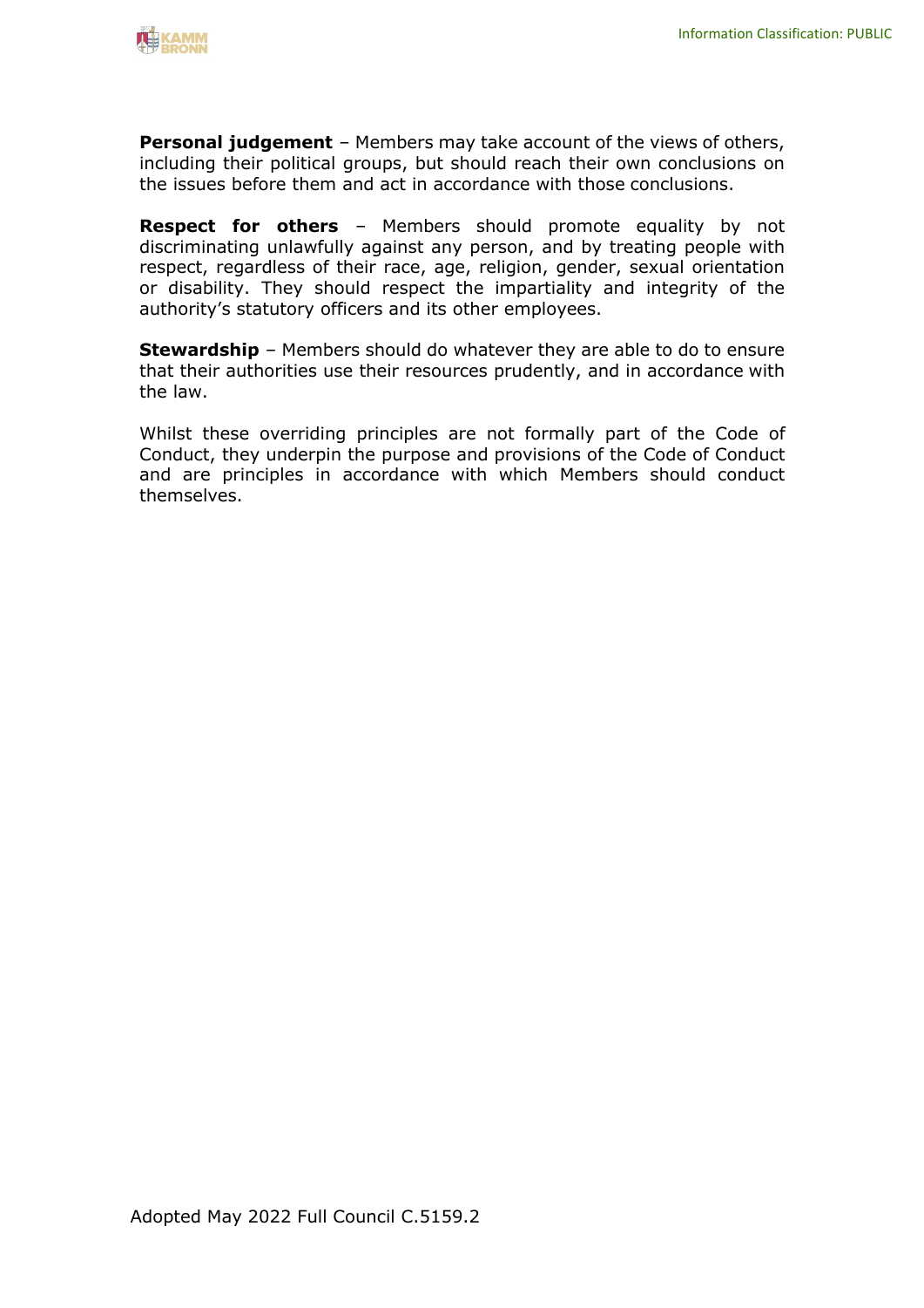**Personal judgement** – Members may take account of the views of others, including their political groups, but should reach their own conclusions on the issues before them and act in accordance with those conclusions.

**Respect for others** – Members should promote equality by not discriminating unlawfully against any person, and by treating people with respect, regardless of their race, age, religion, gender, sexual orientation or disability. They should respect the impartiality and integrity of the authority's statutory officers and its other employees.

**Stewardship** – Members should do whatever they are able to do to ensure that their authorities use their resources prudently, and in accordance with the law.

Whilst these overriding principles are not formally part of the Code of Conduct, they underpin the purpose and provisions of the Code of Conduct and are principles in accordance with which Members should conduct themselves.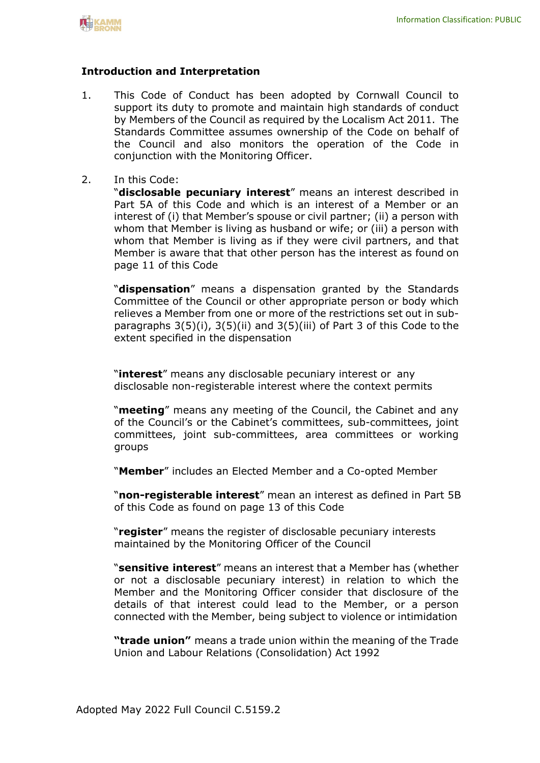## Introduction and Interpretation

1. This Code of Conduct has been adopted by Cornwall Council to support its duty to promote and maintain high standards of conduct by Members of the Council as required by the Localism Act 2011. The Standards Committee assumes ownership of the Code on behalf of the Council and also monitors the operation of the Code in conjunction with the Monitoring Officer.

2. In this Code:

   "**disclosable pecuniary interest**" means an interest described in Part 5A of this Code and which is an interest of a Member or an interest of (i) that Member's spouse or civil partner; (ii) a person with whom that Member is living as husband or wife; or (iii) a person with whom that Member is living as if they were civil partners, and that Member is aware that that other person has the interest as found on page 11 of this Code

   "**dispensation**" means a dispensation granted by the Standards Committee of the Council or other appropriate person or body which relieves a Member from one or more of the restrictions set out in sub-paragraphs 3(5)(i), 3(5)(ii) and 3(5)(iii) of Part 3 of this Code to the extent specified in the dispensation

   "**interest**" means any disclosable pecuniary interest or any disclosable non-registerable interest where the context permits

   "**meeting**" means any meeting of the Council, the Cabinet and any of the Council's or the Cabinet's committees, sub-committees, joint committees, joint sub-committees, area committees or working groups

   "**Member**" includes an Elected Member and a Co-opted Member

   "**non-registerable interest**" mean an interest as defined in Part 5B of this Code as found on page 13 of this Code

   "**register**" means the register of disclosable pecuniary interests maintained by the Monitoring Officer of the Council

   "**sensitive interest**" means an interest that a Member has (whether or not a disclosable pecuniary interest) in relation to which the Member and the Monitoring Officer consider that disclosure of the details of that interest could lead to the Member, or a person connected with the Member, being subject to violence or intimidation

   **"trade union"** means a trade union within the meaning of the Trade Union and Labour Relations (Consolidation) Act 1992

Adopted May 2022 Full Council C.5159.2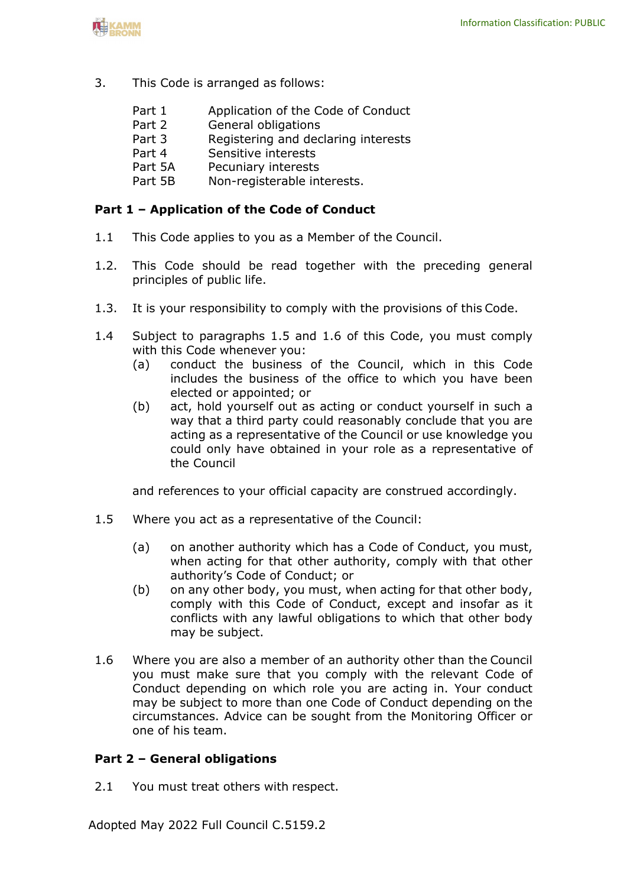3. This Code is arranged as follows:

| | |
|---|---|
| Part 1 | Application of the Code of Conduct |
| Part 2 | General obligations |
| Part 3 | Registering and declaring interests |
| Part 4 | Sensitive interests |
| Part 5A | Pecuniary interests |
| Part 5B | Non-registerable interests. |

**Part 1 – Application of the Code of Conduct**

1.1 This Code applies to you as a Member of the Council.

1.2. This Code should be read together with the preceding general principles of public life.

1.3. It is your responsibility to comply with the provisions of this Code.

1.4 Subject to paragraphs 1.5 and 1.6 of this Code, you must comply with this Code whenever you:

(a) conduct the business of the Council, which in this Code includes the business of the office to which you have been elected or appointed; or

(b) act, hold yourself out as acting or conduct yourself in such a way that a third party could reasonably conclude that you are acting as a representative of the Council or use knowledge you could only have obtained in your role as a representative of the Council

and references to your official capacity are construed accordingly.

1.5 Where you act as a representative of the Council:

(a) on another authority which has a Code of Conduct, you must, when acting for that other authority, comply with that other authority's Code of Conduct; or

(b) on any other body, you must, when acting for that other body, comply with this Code of Conduct, except and insofar as it conflicts with any lawful obligations to which that other body may be subject.

1.6 Where you are also a member of an authority other than the Council you must make sure that you comply with the relevant Code of Conduct depending on which role you are acting in. Your conduct may be subject to more than one Code of Conduct depending on the circumstances. Advice can be sought from the Monitoring Officer or one of his team.

**Part 2 – General obligations**

2.1 You must treat others with respect.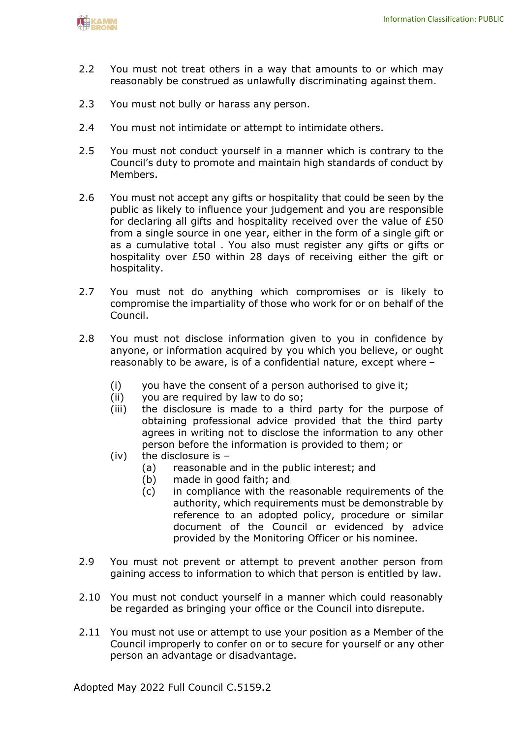2.2 You must not treat others in a way that amounts to or which may reasonably be construed as unlawfully discriminating against them.

2.3 You must not bully or harass any person.

2.4 You must not intimidate or attempt to intimidate others.

2.5 You must not conduct yourself in a manner which is contrary to the Council's duty to promote and maintain high standards of conduct by Members.

2.6 You must not accept any gifts or hospitality that could be seen by the public as likely to influence your judgement and you are responsible for declaring all gifts and hospitality received over the value of £50 from a single source in one year, either in the form of a single gift or as a cumulative total . You also must register any gifts or gifts or hospitality over £50 within 28 days of receiving either the gift or hospitality.

2.7 You must not do anything which compromises or is likely to compromise the impartiality of those who work for or on behalf of the Council.

2.8 You must not disclose information given to you in confidence by anyone, or information acquired by you which you believe, or ought reasonably to be aware, is of a confidential nature, except where –

- (i) you have the consent of a person authorised to give it;
- (ii) you are required by law to do so;
- (iii) the disclosure is made to a third party for the purpose of obtaining professional advice provided that the third party agrees in writing not to disclose the information to any other person before the information is provided to them; or
- (iv) the disclosure is –
  - (a) reasonable and in the public interest; and
  - (b) made in good faith; and
  - (c) in compliance with the reasonable requirements of the authority, which requirements must be demonstrable by reference to an adopted policy, procedure or similar document of the Council or evidenced by advice provided by the Monitoring Officer or his nominee.

2.9 You must not prevent or attempt to prevent another person from gaining access to information to which that person is entitled by law.

2.10 You must not conduct yourself in a manner which could reasonably be regarded as bringing your office or the Council into disrepute.

2.11 You must not use or attempt to use your position as a Member of the Council improperly to confer on or to secure for yourself or any other person an advantage or disadvantage.

Adopted May 2022 Full Council C.5159.2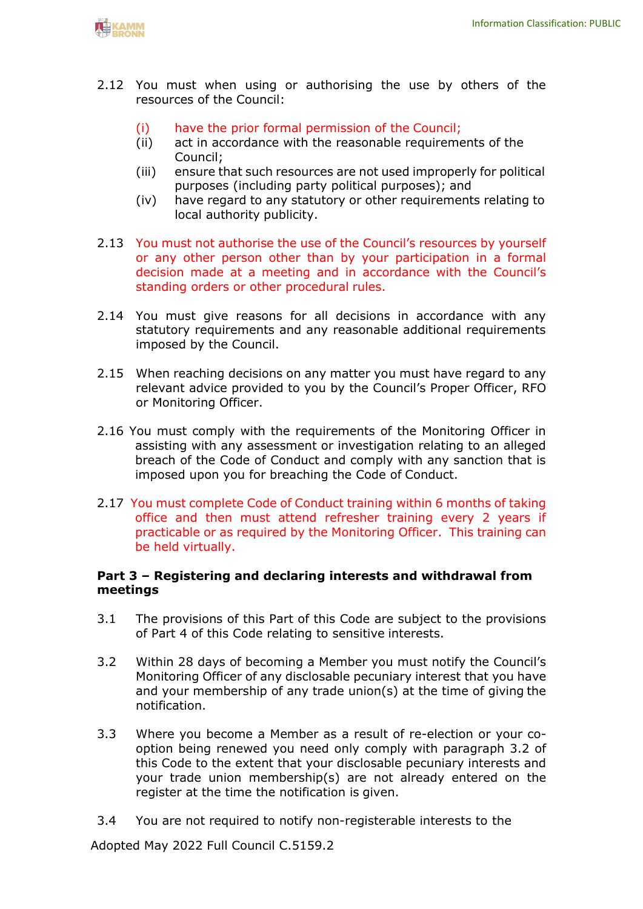2.12 You must when using or authorising the use by others of the resources of the Council:

(i) have the prior formal permission of the Council;
(ii) act in accordance with the reasonable requirements of the Council;
(iii) ensure that such resources are not used improperly for political purposes (including party political purposes); and
(iv) have regard to any statutory or other requirements relating to local authority publicity.

2.13 You must not authorise the use of the Council's resources by yourself or any other person other than by your participation in a formal decision made at a meeting and in accordance with the Council's standing orders or other procedural rules.

2.14 You must give reasons for all decisions in accordance with any statutory requirements and any reasonable additional requirements imposed by the Council.

2.15 When reaching decisions on any matter you must have regard to any relevant advice provided to you by the Council's Proper Officer, RFO or Monitoring Officer.

2.16 You must comply with the requirements of the Monitoring Officer in assisting with any assessment or investigation relating to an alleged breach of the Code of Conduct and comply with any sanction that is imposed upon you for breaching the Code of Conduct.

2.17 You must complete Code of Conduct training within 6 months of taking office and then must attend refresher training every 2 years if practicable or as required by the Monitoring Officer. This training can be held virtually.

**Part 3 – Registering and declaring interests and withdrawal from meetings**

3.1 The provisions of this Part of this Code are subject to the provisions of Part 4 of this Code relating to sensitive interests.

3.2 Within 28 days of becoming a Member you must notify the Council's Monitoring Officer of any disclosable pecuniary interest that you have and your membership of any trade union(s) at the time of giving the notification.

3.3 Where you become a Member as a result of re-election or your co-option being renewed you need only comply with paragraph 3.2 of this Code to the extent that your disclosable pecuniary interests and your trade union membership(s) are not already entered on the register at the time the notification is given.

3.4 You are not required to notify non-registerable interests to the

Adopted May 2022 Full Council C.5159.2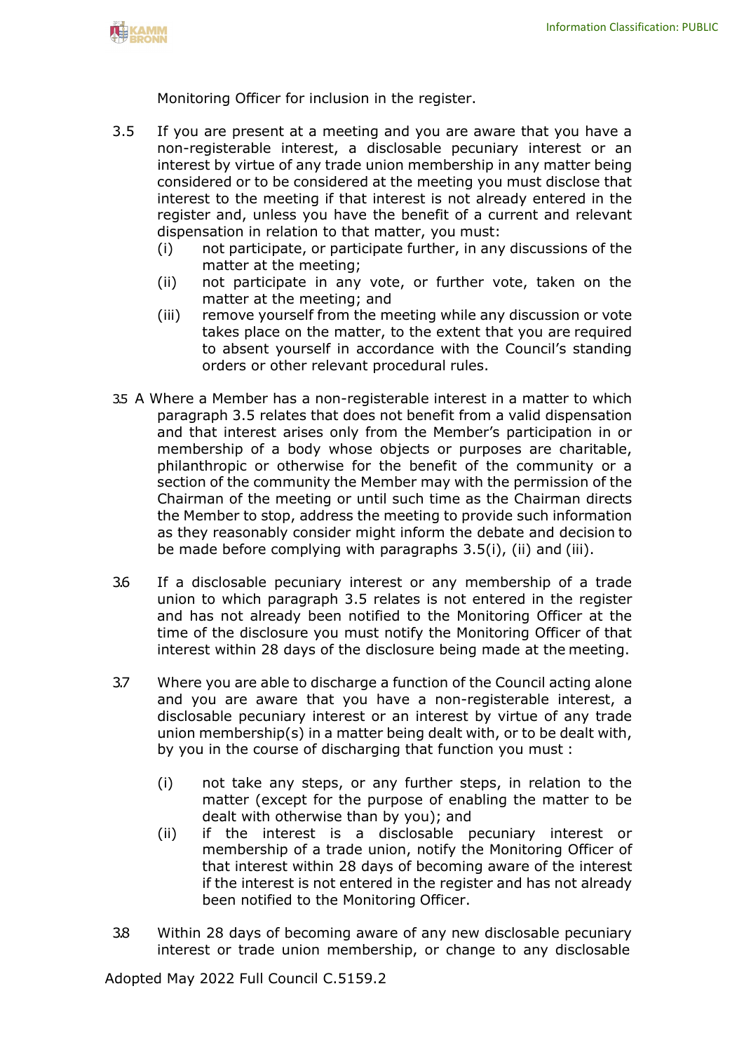Monitoring Officer for inclusion in the register.

3.5 If you are present at a meeting and you are aware that you have a non-registerable interest, a disclosable pecuniary interest or an interest by virtue of any trade union membership in any matter being considered or to be considered at the meeting you must disclose that interest to the meeting if that interest is not already entered in the register and, unless you have the benefit of a current and relevant dispensation in relation to that matter, you must:

- (i) not participate, or participate further, in any discussions of the matter at the meeting;
- (ii) not participate in any vote, or further vote, taken on the matter at the meeting; and
- (iii) remove yourself from the meeting while any discussion or vote takes place on the matter, to the extent that you are required to absent yourself in accordance with the Council's standing orders or other relevant procedural rules.

3.5 A Where a Member has a non-registerable interest in a matter to which paragraph 3.5 relates that does not benefit from a valid dispensation and that interest arises only from the Member's participation in or membership of a body whose objects or purposes are charitable, philanthropic or otherwise for the benefit of the community or a section of the community the Member may with the permission of the Chairman of the meeting or until such time as the Chairman directs the Member to stop, address the meeting to provide such information as they reasonably consider might inform the debate and decision to be made before complying with paragraphs 3.5(i), (ii) and (iii).

3.6 If a disclosable pecuniary interest or any membership of a trade union to which paragraph 3.5 relates is not entered in the register and has not already been notified to the Monitoring Officer at the time of the disclosure you must notify the Monitoring Officer of that interest within 28 days of the disclosure being made at the meeting.

3.7 Where you are able to discharge a function of the Council acting alone and you are aware that you have a non-registerable interest, a disclosable pecuniary interest or an interest by virtue of any trade union membership(s) in a matter being dealt with, or to be dealt with, by you in the course of discharging that function you must :

- (i) not take any steps, or any further steps, in relation to the matter (except for the purpose of enabling the matter to be dealt with otherwise than by you); and
- (ii) if the interest is a disclosable pecuniary interest or membership of a trade union, notify the Monitoring Officer of that interest within 28 days of becoming aware of the interest if the interest is not entered in the register and has not already been notified to the Monitoring Officer.

3.8 Within 28 days of becoming aware of any new disclosable pecuniary interest or trade union membership, or change to any disclosable

Adopted May 2022 Full Council C.5159.2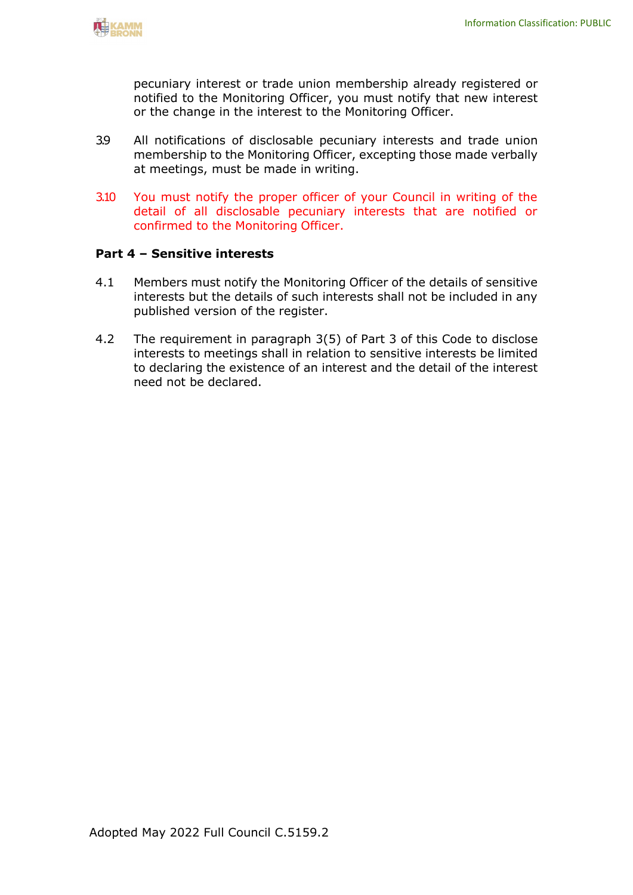pecuniary interest or trade union membership already registered or notified to the Monitoring Officer, you must notify that new interest or the change in the interest to the Monitoring Officer.

3.9 All notifications of disclosable pecuniary interests and trade union membership to the Monitoring Officer, excepting those made verbally at meetings, must be made in writing.

3.10 You must notify the proper officer of your Council in writing of the detail of all disclosable pecuniary interests that are notified or confirmed to the Monitoring Officer.

**Part 4 – Sensitive interests**

4.1 Members must notify the Monitoring Officer of the details of sensitive interests but the details of such interests shall not be included in any published version of the register.

4.2 The requirement in paragraph 3(5) of Part 3 of this Code to disclose interests to meetings shall in relation to sensitive interests be limited to declaring the existence of an interest and the detail of the interest need not be declared.

Adopted May 2022 Full Council C.5159.2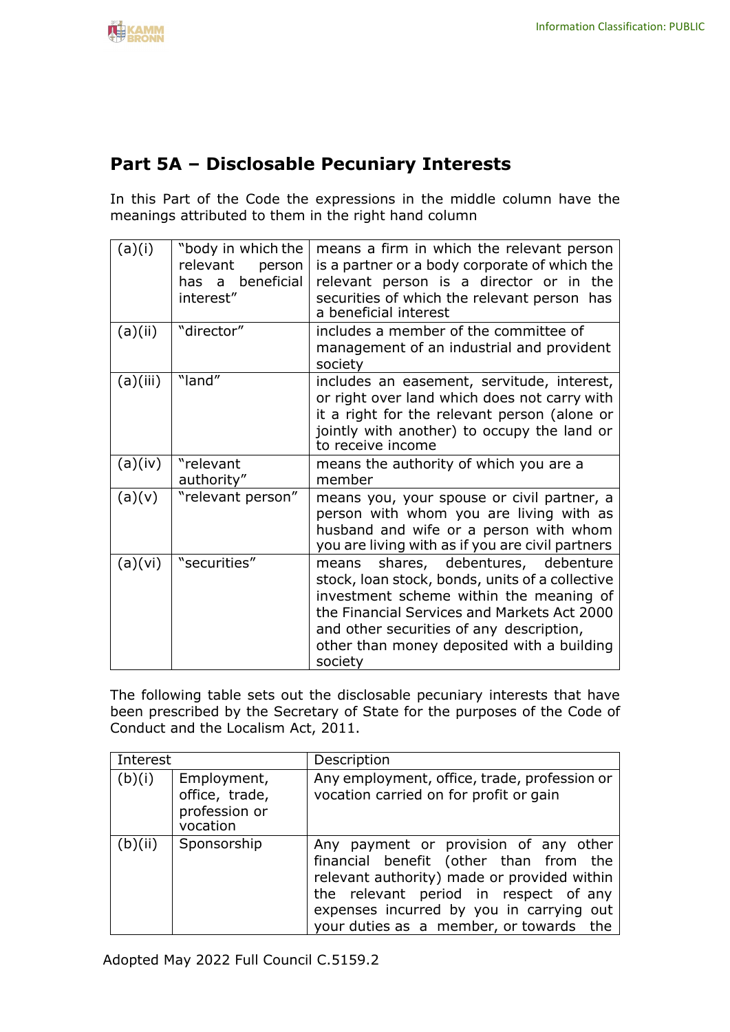## Part 5A – Disclosable Pecuniary Interests

In this Part of the Code the expressions in the middle column have the meanings attributed to them in the right hand column

| | | |
|---|---|---|
| (a)(i) | "body in which the relevant person has a beneficial interest" | means a firm in which the relevant person is a partner or a body corporate of which the relevant person is a director or in the securities of which the relevant person has a beneficial interest |
| (a)(ii) | "director" | includes a member of the committee of management of an industrial and provident society |
| (a)(iii) | "land" | includes an easement, servitude, interest, or right over land which does not carry with it a right for the relevant person (alone or jointly with another) to occupy the land or to receive income |
| (a)(iv) | "relevant authority" | means the authority of which you are a member |
| (a)(v) | "relevant person" | means you, your spouse or civil partner, a person with whom you are living with as husband and wife or a person with whom you are living with as if you are civil partners |
| (a)(vi) | "securities" | means shares, debentures, debenture stock, loan stock, bonds, units of a collective investment scheme within the meaning of the Financial Services and Markets Act 2000 and other securities of any description, other than money deposited with a building society |

The following table sets out the disclosable pecuniary interests that have been prescribed by the Secretary of State for the purposes of the Code of Conduct and the Localism Act, 2011.

| Interest | | Description |
|---|---|---|
| (b)(i) | Employment, office, trade, profession or vocation | Any employment, office, trade, profession or vocation carried on for profit or gain |
| (b)(ii) | Sponsorship | Any payment or provision of any other financial benefit (other than from the relevant authority) made or provided within the relevant period in respect of any expenses incurred by you in carrying out your duties as a member, or towards the |

Adopted May 2022 Full Council C.5159.2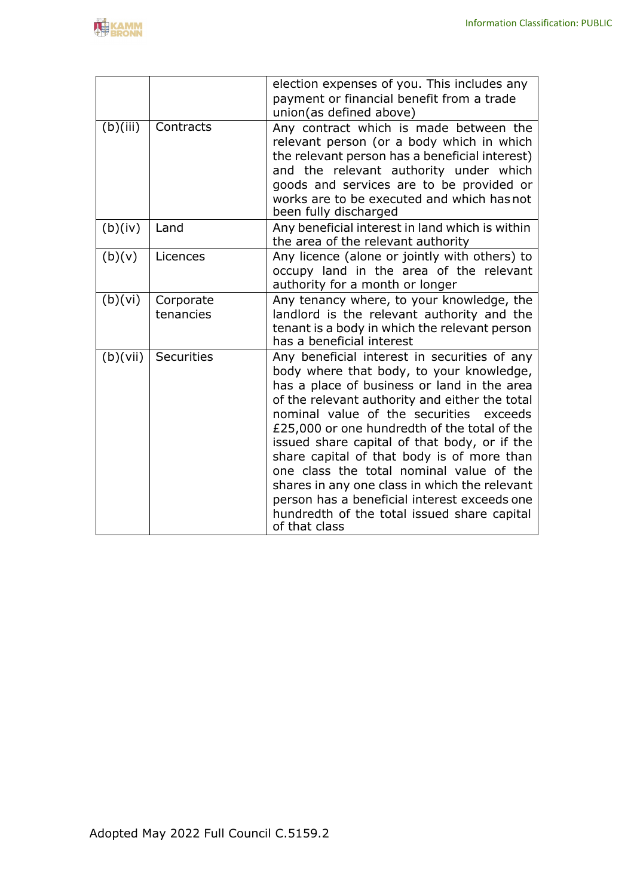| | | |
|---|---|---|
| | | election expenses of you. This includes any payment or financial benefit from a trade union(as defined above) |
| (b)(iii) | Contracts | Any contract which is made between the relevant person (or a body which in which the relevant person has a beneficial interest) and the relevant authority under which goods and services are to be provided or works are to be executed and which has not been fully discharged |
| (b)(iv) | Land | Any beneficial interest in land which is within the area of the relevant authority |
| (b)(v) | Licences | Any licence (alone or jointly with others) to occupy land in the area of the relevant authority for a month or longer |
| (b)(vi) | Corporate tenancies | Any tenancy where, to your knowledge, the landlord is the relevant authority and the tenant is a body in which the relevant person has a beneficial interest |
| (b)(vii) | Securities | Any beneficial interest in securities of any body where that body, to your knowledge, has a place of business or land in the area of the relevant authority and either the total nominal value of the securities exceeds £25,000 or one hundredth of the total of the issued share capital of that body, or if the share capital of that body is of more than one class the total nominal value of the shares in any one class in which the relevant person has a beneficial interest exceeds one hundredth of the total issued share capital of that class |

Adopted May 2022 Full Council C.5159.2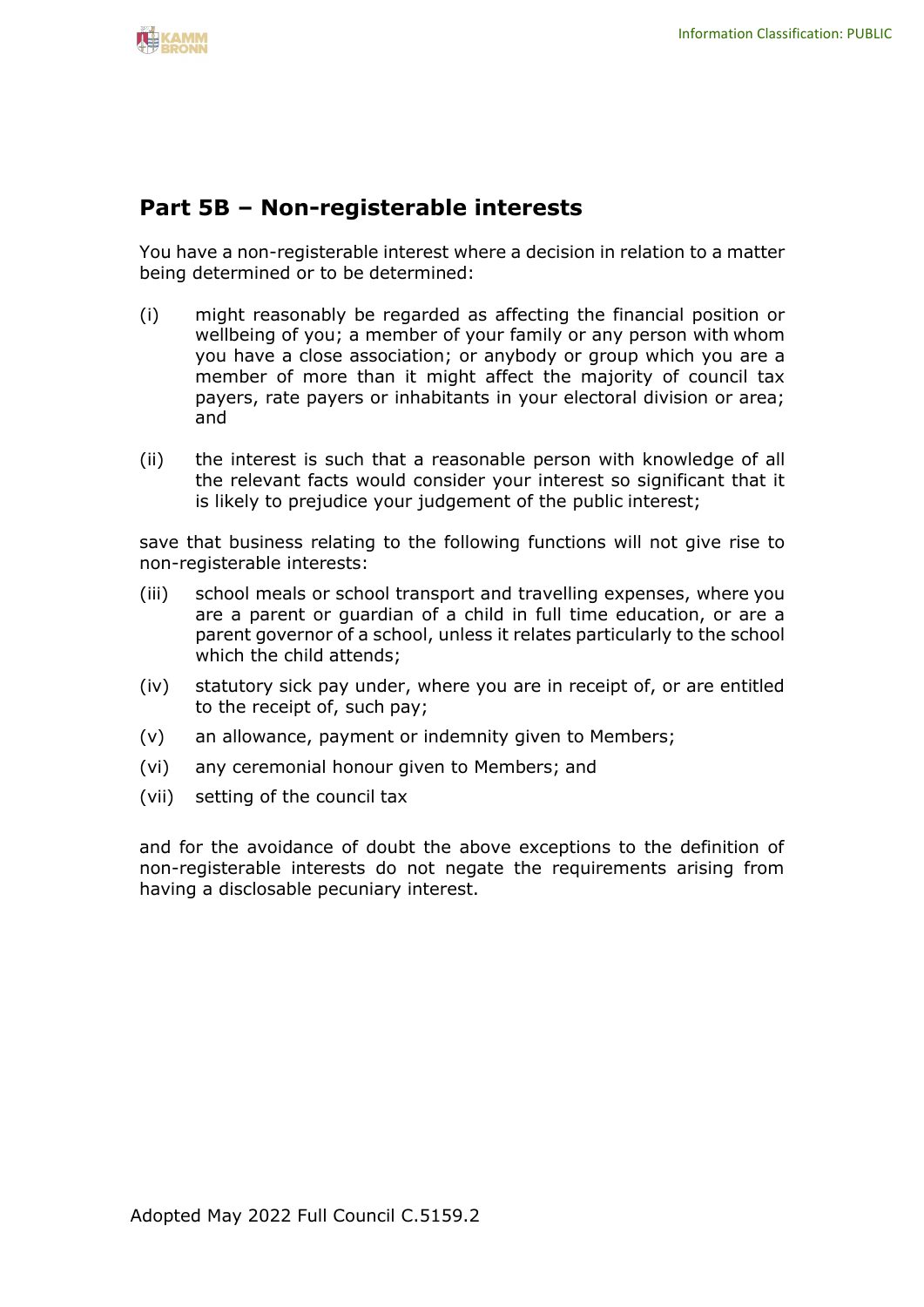## Part 5B – Non-registerable interests

You have a non-registerable interest where a decision in relation to a matter being determined or to be determined:

(i) might reasonably be regarded as affecting the financial position or wellbeing of you; a member of your family or any person with whom you have a close association; or anybody or group which you are a member of more than it might affect the majority of council tax payers, rate payers or inhabitants in your electoral division or area; and

(ii) the interest is such that a reasonable person with knowledge of all the relevant facts would consider your interest so significant that it is likely to prejudice your judgement of the public interest;

save that business relating to the following functions will not give rise to non-registerable interests:

(iii) school meals or school transport and travelling expenses, where you are a parent or guardian of a child in full time education, or are a parent governor of a school, unless it relates particularly to the school which the child attends;

(iv) statutory sick pay under, where you are in receipt of, or are entitled to the receipt of, such pay;

(v) an allowance, payment or indemnity given to Members;

(vi) any ceremonial honour given to Members; and

(vii) setting of the council tax

and for the avoidance of doubt the above exceptions to the definition of non-registerable interests do not negate the requirements arising from having a disclosable pecuniary interest.

Adopted May 2022 Full Council C.5159.2